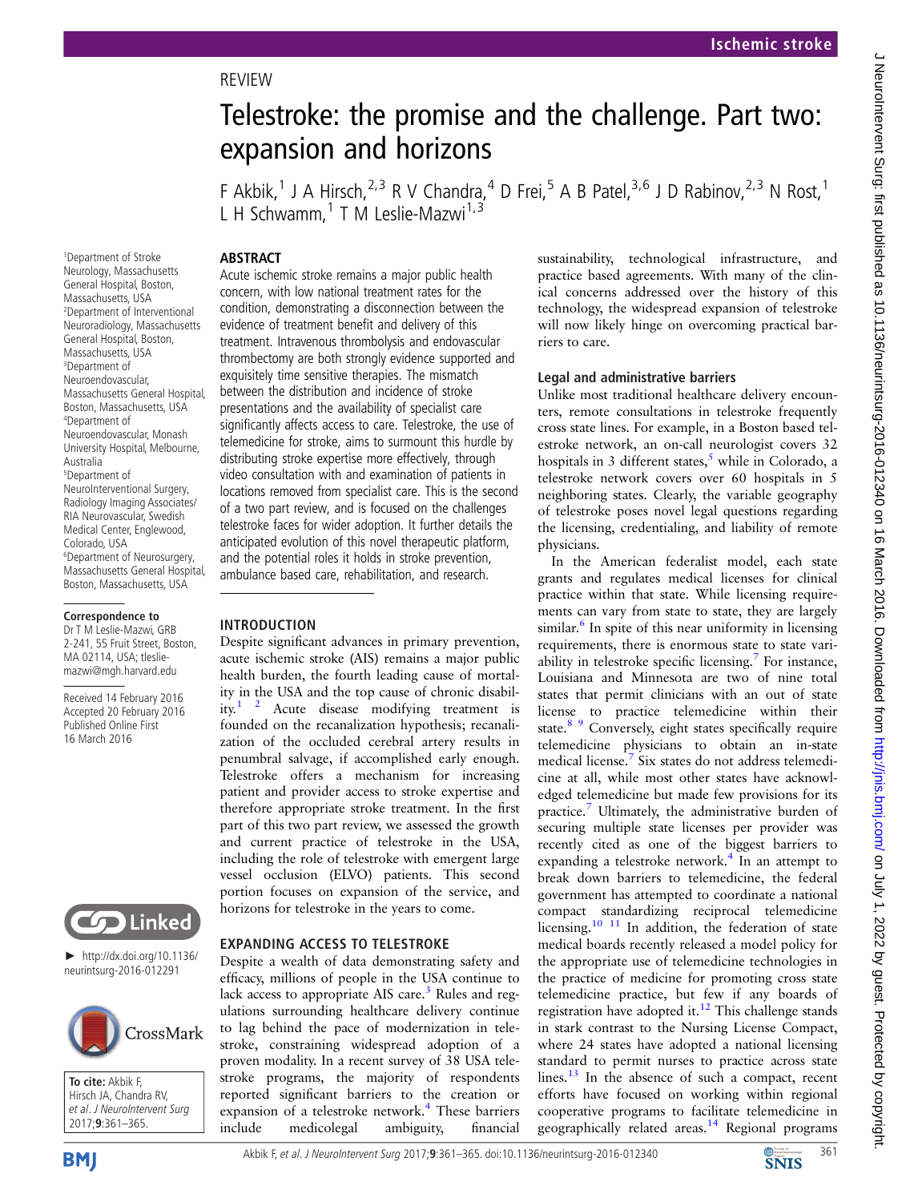REVIEW

# Telestroke: the promise and the challenge. Part two: expansion and horizons

F Akbik,[1] J A Hirsch,[2,3] R V Chandra,[4] D Frei,[5] A B Patel,[3,6] J D Rabinov,[2,3] N Rost,[1] L H Schwamm,[1] T M Leslie-Mazwi[1,3]

[1]Department of Stroke Neurology, Massachusetts General Hospital, Boston, Massachusetts, USA
[2]Department of Interventional Neuroradiology, Massachusetts General Hospital, Boston, Massachusetts, USA
[3]Department of Neuroendovascular, Massachusetts General Hospital, Boston, Massachusetts, USA
[4]Department of Neuroendovascular, Monash University Hospital, Melbourne, Australia
[5]Department of NeuroInterventional Surgery, Radiology Imaging Associates/RIA Neurovascular, Swedish Medical Center, Englewood, Colorado, USA
[6]Department of Neurosurgery, Massachusetts General Hospital, Boston, Massachusetts, USA

**Correspondence to**
Dr T M Leslie-Mazwi, GRB 2-241, 55 Fruit Street, Boston, MA 02114, USA; tleslie-mazwi@mgh.harvard.edu

Received 14 February 2016
Accepted 20 February 2016
Published Online First 16 March 2016

► http://dx.doi.org/10.1136/neurintsurg-2016-012291

**To cite:** Akbik F, Hirsch JA, Chandra RV, *et al*. *J NeuroIntervent Surg* 2017;**9**:361–365.

## ABSTRACT

Acute ischemic stroke remains a major public health concern, with low national treatment rates for the condition, demonstrating a disconnection between the evidence of treatment benefit and delivery of this treatment. Intravenous thrombolysis and endovascular thrombectomy are both strongly evidence supported and exquisitely time sensitive therapies. The mismatch between the distribution and incidence of stroke presentations and the availability of specialist care significantly affects access to care. Telestroke, the use of telemedicine for stroke, aims to surmount this hurdle by distributing stroke expertise more effectively, through video consultation with and examination of patients in locations removed from specialist care. This is the second of a two part review, and is focused on the challenges telestroke faces for wider adoption. It further details the anticipated evolution of this novel therapeutic platform, and the potential roles it holds in stroke prevention, ambulance based care, rehabilitation, and research.

## INTRODUCTION

Despite significant advances in primary prevention, acute ischemic stroke (AIS) remains a major public health burden, the fourth leading cause of mortality in the USA and the top cause of chronic disability.[1 2] Acute disease modifying treatment is founded on the recanalization hypothesis; recanalization of the occluded cerebral artery results in penumbral salvage, if accomplished early enough. Telestroke offers a mechanism for increasing patient and provider access to stroke expertise and therefore appropriate stroke treatment. In the first part of this two part review, we assessed the growth and current practice of telestroke in the USA, including the role of telestroke with emergent large vessel occlusion (ELVO) patients. This second portion focuses on expansion of the service, and horizons for telestroke in the years to come.

## EXPANDING ACCESS TO TELESTROKE

Despite a wealth of data demonstrating safety and efficacy, millions of people in the USA continue to lack access to appropriate AIS care.[3] Rules and regulations surrounding healthcare delivery continue to lag behind the pace of modernization in telestroke, constraining widespread adoption of a proven modality. In a recent survey of 38 USA telestroke programs, the majority of respondents reported significant barriers to the creation or expansion of a telestroke network.[4] These barriers include medicolegal ambiguity, financial sustainability, technological infrastructure, and practice based agreements. With many of the clinical concerns addressed over the history of this technology, the widespread expansion of telestroke will now likely hinge on overcoming practical barriers to care.

### Legal and administrative barriers

Unlike most traditional healthcare delivery encounters, remote consultations in telestroke frequently cross state lines. For example, in a Boston based telestroke network, an on-call neurologist covers 32 hospitals in 3 different states,[5] while in Colorado, a telestroke network covers over 60 hospitals in 5 neighboring states. Clearly, the variable geography of telestroke poses novel legal questions regarding the licensing, credentialing, and liability of remote physicians.

In the American federalist model, each state grants and regulates medical licenses for clinical practice within that state. While licensing requirements can vary from state to state, they are largely similar.[6] In spite of this near uniformity in licensing requirements, there is enormous state to state variability in telestroke specific licensing.[7] For instance, Louisiana and Minnesota are two of nine total states that permit clinicians with an out of state license to practice telemedicine within their state.[8 9] Conversely, eight states specifically require telemedicine physicians to obtain an in-state medical license.[7] Six states do not address telemedicine at all, while most other states have acknowledged telemedicine but made few provisions for its practice.[7] Ultimately, the administrative burden of securing multiple state licenses per provider was recently cited as one of the biggest barriers to expanding a telestroke network.[4] In an attempt to break down barriers to telemedicine, the federal government has attempted to coordinate a national compact standardizing reciprocal telemedicine licensing.[10 11] In addition, the federation of state medical boards recently released a model policy for the appropriate use of telemedicine technologies in the practice of medicine for promoting cross state telemedicine practice, but few if any boards of registration have adopted it.[12] This challenge stands in stark contrast to the Nursing License Compact, where 24 states have adopted a national licensing standard to permit nurses to practice across state lines.[13] In the absence of such a compact, recent efforts have focused on working within regional cooperative programs to facilitate telemedicine in geographically related areas.[14] Regional programs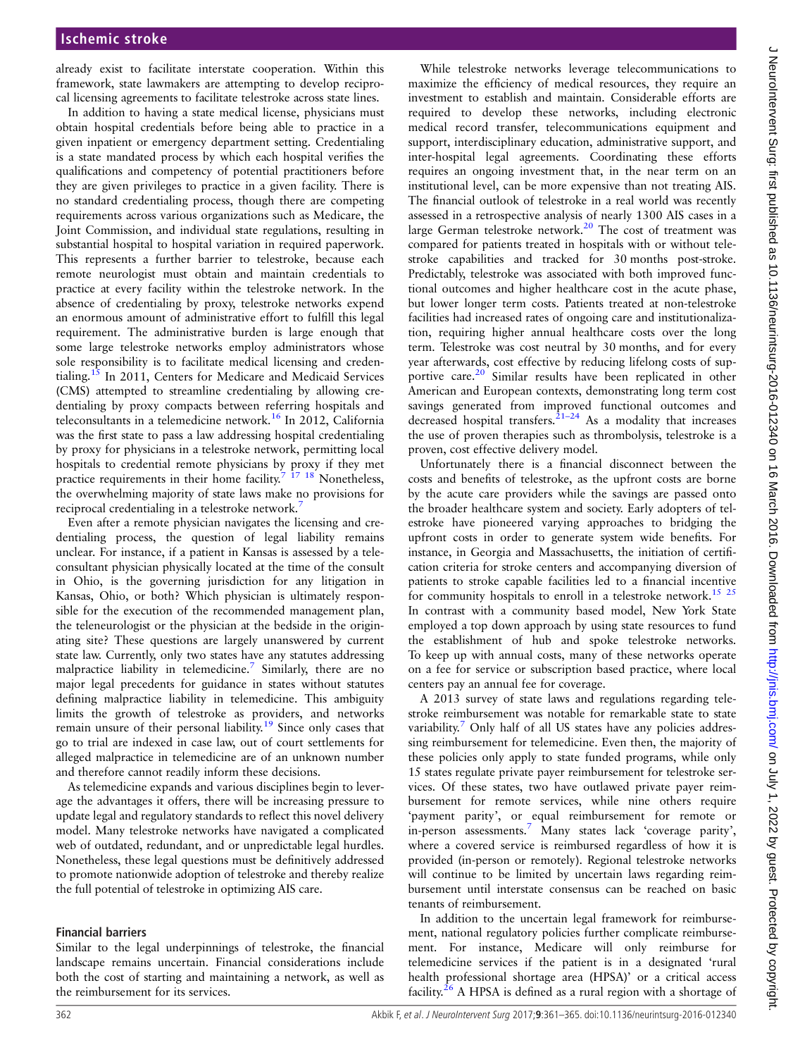already exist to facilitate interstate cooperation. Within this framework, state lawmakers are attempting to develop reciprocal licensing agreements to facilitate telestroke across state lines.

In addition to having a state medical license, physicians must obtain hospital credentials before being able to practice in a given inpatient or emergency department setting. Credentialing is a state mandated process by which each hospital verifies the qualifications and competency of potential practitioners before they are given privileges to practice in a given facility. There is no standard credentialing process, though there are competing requirements across various organizations such as Medicare, the Joint Commission, and individual state regulations, resulting in substantial hospital to hospital variation in required paperwork. This represents a further barrier to telestroke, because each remote neurologist must obtain and maintain credentials to practice at every facility within the telestroke network. In the absence of credentialing by proxy, telestroke networks expend an enormous amount of administrative effort to fulfill this legal requirement. The administrative burden is large enough that some large telestroke networks employ administrators whose sole responsibility is to facilitate medical licensing and credentialing.[15] In 2011, Centers for Medicare and Medicaid Services (CMS) attempted to streamline credentialing by allowing credentialing by proxy compacts between referring hospitals and teleconsultants in a telemedicine network.[16] In 2012, California was the first state to pass a law addressing hospital credentialing by proxy for physicians in a telestroke network, permitting local hospitals to credential remote physicians by proxy if they met practice requirements in their home facility.[7 17 18] Nonetheless, the overwhelming majority of state laws make no provisions for reciprocal credentialing in a telestroke network.[7]

Even after a remote physician navigates the licensing and credentialing process, the question of legal liability remains unclear. For instance, if a patient in Kansas is assessed by a teleconsultant physician physically located at the time of the consult in Ohio, is the governing jurisdiction for any litigation in Kansas, Ohio, or both? Which physician is ultimately responsible for the execution of the recommended management plan, the teleneurologist or the physician at the bedside in the originating site? These questions are largely unanswered by current state law. Currently, only two states have any statutes addressing malpractice liability in telemedicine.[7] Similarly, there are no major legal precedents for guidance in states without statutes defining malpractice liability in telemedicine. This ambiguity limits the growth of telestroke as providers, and networks remain unsure of their personal liability.[19] Since only cases that go to trial are indexed in case law, out of court settlements for alleged malpractice in telemedicine are of an unknown number and therefore cannot readily inform these decisions.

As telemedicine expands and various disciplines begin to leverage the advantages it offers, there will be increasing pressure to update legal and regulatory standards to reflect this novel delivery model. Many telestroke networks have navigated a complicated web of outdated, redundant, and or unpredictable legal hurdles. Nonetheless, these legal questions must be definitively addressed to promote nationwide adoption of telestroke and thereby realize the full potential of telestroke in optimizing AIS care.

### Financial barriers

Similar to the legal underpinnings of telestroke, the financial landscape remains uncertain. Financial considerations include both the cost of starting and maintaining a network, as well as the reimbursement for its services.

While telestroke networks leverage telecommunications to maximize the efficiency of medical resources, they require an investment to establish and maintain. Considerable efforts are required to develop these networks, including electronic medical record transfer, telecommunications equipment and support, interdisciplinary education, administrative support, and inter-hospital legal agreements. Coordinating these efforts requires an ongoing investment that, in the near term on an institutional level, can be more expensive than not treating AIS. The financial outlook of telestroke in a real world was recently assessed in a retrospective analysis of nearly 1300 AIS cases in a large German telestroke network.[20] The cost of treatment was compared for patients treated in hospitals with or without telestroke capabilities and tracked for 30 months post-stroke. Predictably, telestroke was associated with both improved functional outcomes and higher healthcare cost in the acute phase, but lower longer term costs. Patients treated at non-telestroke facilities had increased rates of ongoing care and institutionalization, requiring higher annual healthcare costs over the long term. Telestroke was cost neutral by 30 months, and for every year afterwards, cost effective by reducing lifelong costs of supportive care.[20] Similar results have been replicated in other American and European contexts, demonstrating long term cost savings generated from improved functional outcomes and decreased hospital transfers.[21–24] As a modality that increases the use of proven therapies such as thrombolysis, telestroke is a proven, cost effective delivery model.

Unfortunately there is a financial disconnect between the costs and benefits of telestroke, as the upfront costs are borne by the acute care providers while the savings are passed onto the broader healthcare system and society. Early adopters of telestroke have pioneered varying approaches to bridging the upfront costs in order to generate system wide benefits. For instance, in Georgia and Massachusetts, the initiation of certification criteria for stroke centers and accompanying diversion of patients to stroke capable facilities led to a financial incentive for community hospitals to enroll in a telestroke network.[15 25] In contrast with a community based model, New York State employed a top down approach by using state resources to fund the establishment of hub and spoke telestroke networks. To keep up with annual costs, many of these networks operate on a fee for service or subscription based practice, where local centers pay an annual fee for coverage.

A 2013 survey of state laws and regulations regarding telestroke reimbursement was notable for remarkable state to state variability.[7] Only half of all US states have any policies addressing reimbursement for telemedicine. Even then, the majority of these policies only apply to state funded programs, while only 15 states regulate private payer reimbursement for telestroke services. Of these states, two have outlawed private payer reimbursement for remote services, while nine others require 'payment parity', or equal reimbursement for remote or in-person assessments.[7] Many states lack 'coverage parity', where a covered service is reimbursed regardless of how it is provided (in-person or remotely). Regional telestroke networks will continue to be limited by uncertain laws regarding reimbursement until interstate consensus can be reached on basic tenants of reimbursement.

In addition to the uncertain legal framework for reimbursement, national regulatory policies further complicate reimbursement. For instance, Medicare will only reimburse for telemedicine services if the patient is in a designated 'rural health professional shortage area (HPSA)' or a critical access facility.[26] A HPSA is defined as a rural region with a shortage of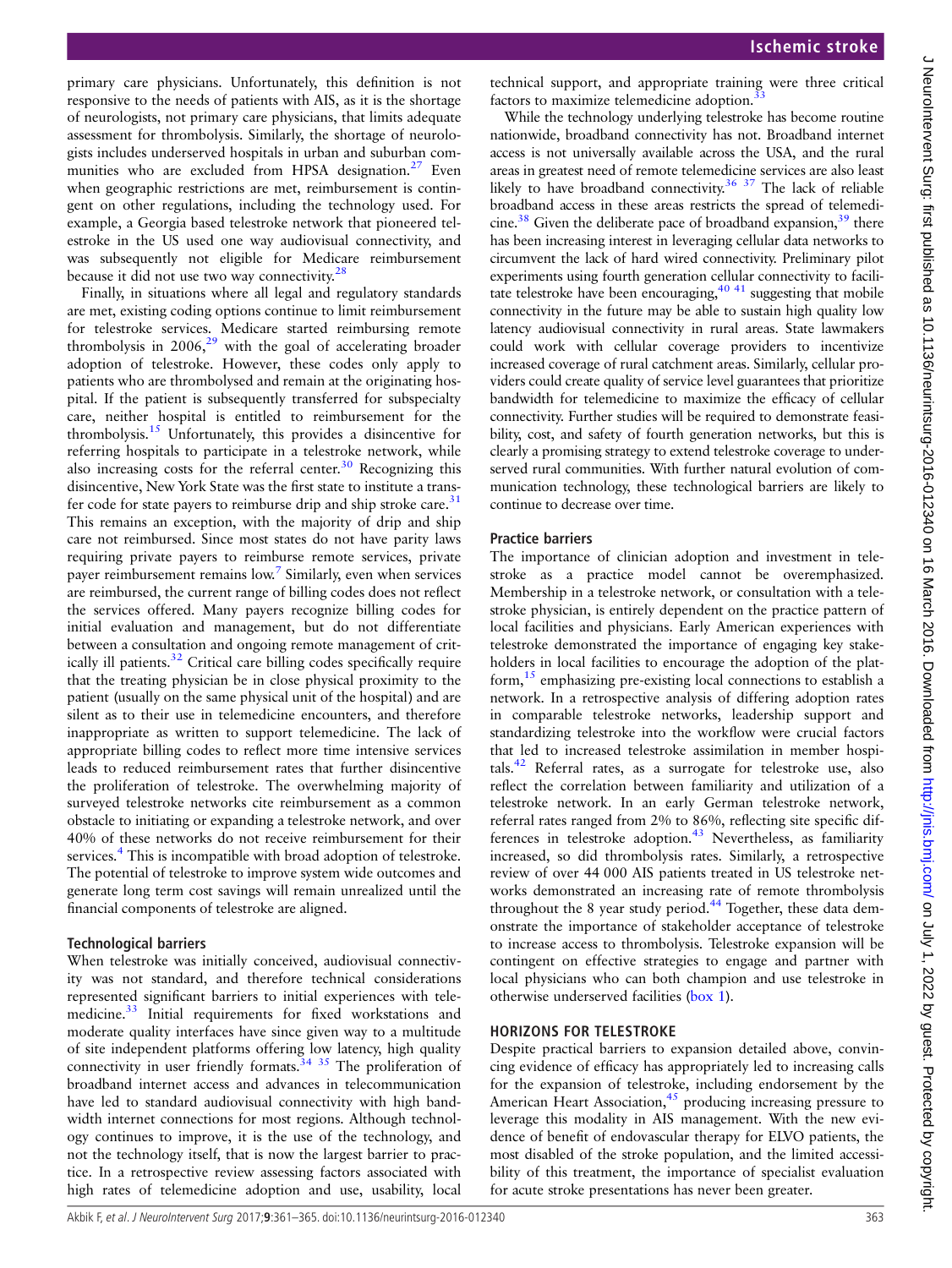primary care physicians. Unfortunately, this definition is not responsive to the needs of patients with AIS, as it is the shortage of neurologists, not primary care physicians, that limits adequate assessment for thrombolysis. Similarly, the shortage of neurologists includes underserved hospitals in urban and suburban communities who are excluded from HPSA designation.[27] Even when geographic restrictions are met, reimbursement is contingent on other regulations, including the technology used. For example, a Georgia based telestroke network that pioneered telestroke in the US used one way audiovisual connectivity, and was subsequently not eligible for Medicare reimbursement because it did not use two way connectivity.[28]

Finally, in situations where all legal and regulatory standards are met, existing coding options continue to limit reimbursement for telestroke services. Medicare started reimbursing remote thrombolysis in 2006,[29] with the goal of accelerating broader adoption of telestroke. However, these codes only apply to patients who are thrombolysed and remain at the originating hospital. If the patient is subsequently transferred for subspecialty care, neither hospital is entitled to reimbursement for the thrombolysis.[15] Unfortunately, this provides a disincentive for referring hospitals to participate in a telestroke network, while also increasing costs for the referral center.[30] Recognizing this disincentive, New York State was the first state to institute a transfer code for state payers to reimburse drip and ship stroke care.[31] This remains an exception, with the majority of drip and ship care not reimbursed. Since most states do not have parity laws requiring private payers to reimburse remote services, private payer reimbursement remains low.[7] Similarly, even when services are reimbursed, the current range of billing codes does not reflect the services offered. Many payers recognize billing codes for initial evaluation and management, but do not differentiate between a consultation and ongoing remote management of critically ill patients.[32] Critical care billing codes specifically require that the treating physician be in close physical proximity to the patient (usually on the same physical unit of the hospital) and are silent as to their use in telemedicine encounters, and therefore inappropriate as written to support telemedicine. The lack of appropriate billing codes to reflect more time intensive services leads to reduced reimbursement rates that further disincentive the proliferation of telestroke. The overwhelming majority of surveyed telestroke networks cite reimbursement as a common obstacle to initiating or expanding a telestroke network, and over 40% of these networks do not receive reimbursement for their services.[4] This is incompatible with broad adoption of telestroke. The potential of telestroke to improve system wide outcomes and generate long term cost savings will remain unrealized until the financial components of telestroke are aligned.

### Technological barriers

When telestroke was initially conceived, audiovisual connectivity was not standard, and therefore technical considerations represented significant barriers to initial experiences with telemedicine.[33] Initial requirements for fixed workstations and moderate quality interfaces have since given way to a multitude of site independent platforms offering low latency, high quality connectivity in user friendly formats.[34,35] The proliferation of broadband internet access and advances in telecommunication have led to standard audiovisual connectivity with high bandwidth internet connections for most regions. Although technology continues to improve, it is the use of the technology, and not the technology itself, that is now the largest barrier to practice. In a retrospective review assessing factors associated with high rates of telemedicine adoption and use, usability, local technical support, and appropriate training were three critical factors to maximize telemedicine adoption.[33]

While the technology underlying telestroke has become routine nationwide, broadband connectivity has not. Broadband internet access is not universally available across the USA, and the rural areas in greatest need of remote telemedicine services are also least likely to have broadband connectivity.[36,37] The lack of reliable broadband access in these areas restricts the spread of telemedicine.[38] Given the deliberate pace of broadband expansion,[39] there has been increasing interest in leveraging cellular data networks to circumvent the lack of hard wired connectivity. Preliminary pilot experiments using fourth generation cellular connectivity to facilitate telestroke have been encouraging,[40,41] suggesting that mobile connectivity in the future may be able to sustain high quality low latency audiovisual connectivity in rural areas. State lawmakers could work with cellular coverage providers to incentivize increased coverage of rural catchment areas. Similarly, cellular providers could create quality of service level guarantees that prioritize bandwidth for telemedicine to maximize the efficacy of cellular connectivity. Further studies will be required to demonstrate feasibility, cost, and safety of fourth generation networks, but this is clearly a promising strategy to extend telestroke coverage to underserved rural communities. With further natural evolution of communication technology, these technological barriers are likely to continue to decrease over time.

### Practice barriers

The importance of clinician adoption and investment in telestroke as a practice model cannot be overemphasized. Membership in a telestroke network, or consultation with a telestroke physician, is entirely dependent on the practice pattern of local facilities and physicians. Early American experiences with telestroke demonstrated the importance of engaging key stakeholders in local facilities to encourage the adoption of the platform,[15] emphasizing pre-existing local connections to establish a network. In a retrospective analysis of differing adoption rates in comparable telestroke networks, leadership support and standardizing telestroke into the workflow were crucial factors that led to increased telestroke assimilation in member hospitals.[42] Referral rates, as a surrogate for telestroke use, also reflect the correlation between familiarity and utilization of a telestroke network. In an early German telestroke network, referral rates ranged from 2% to 86%, reflecting site specific differences in telestroke adoption.[43] Nevertheless, as familiarity increased, so did thrombolysis rates. Similarly, a retrospective review of over 44 000 AIS patients treated in US telestroke networks demonstrated an increasing rate of remote thrombolysis throughout the 8 year study period.[44] Together, these data demonstrate the importance of stakeholder acceptance of telestroke to increase access to thrombolysis. Telestroke expansion will be contingent on effective strategies to engage and partner with local physicians who can both champion and use telestroke in otherwise underserved facilities (box 1).

## HORIZONS FOR TELESTROKE

Despite practical barriers to expansion detailed above, convincing evidence of efficacy has appropriately led to increasing calls for the expansion of telestroke, including endorsement by the American Heart Association,[45] producing increasing pressure to leverage this modality in AIS management. With the new evidence of benefit of endovascular therapy for ELVO patients, the most disabled of the stroke population, and the limited accessibility of this treatment, the importance of specialist evaluation for acute stroke presentations has never been greater.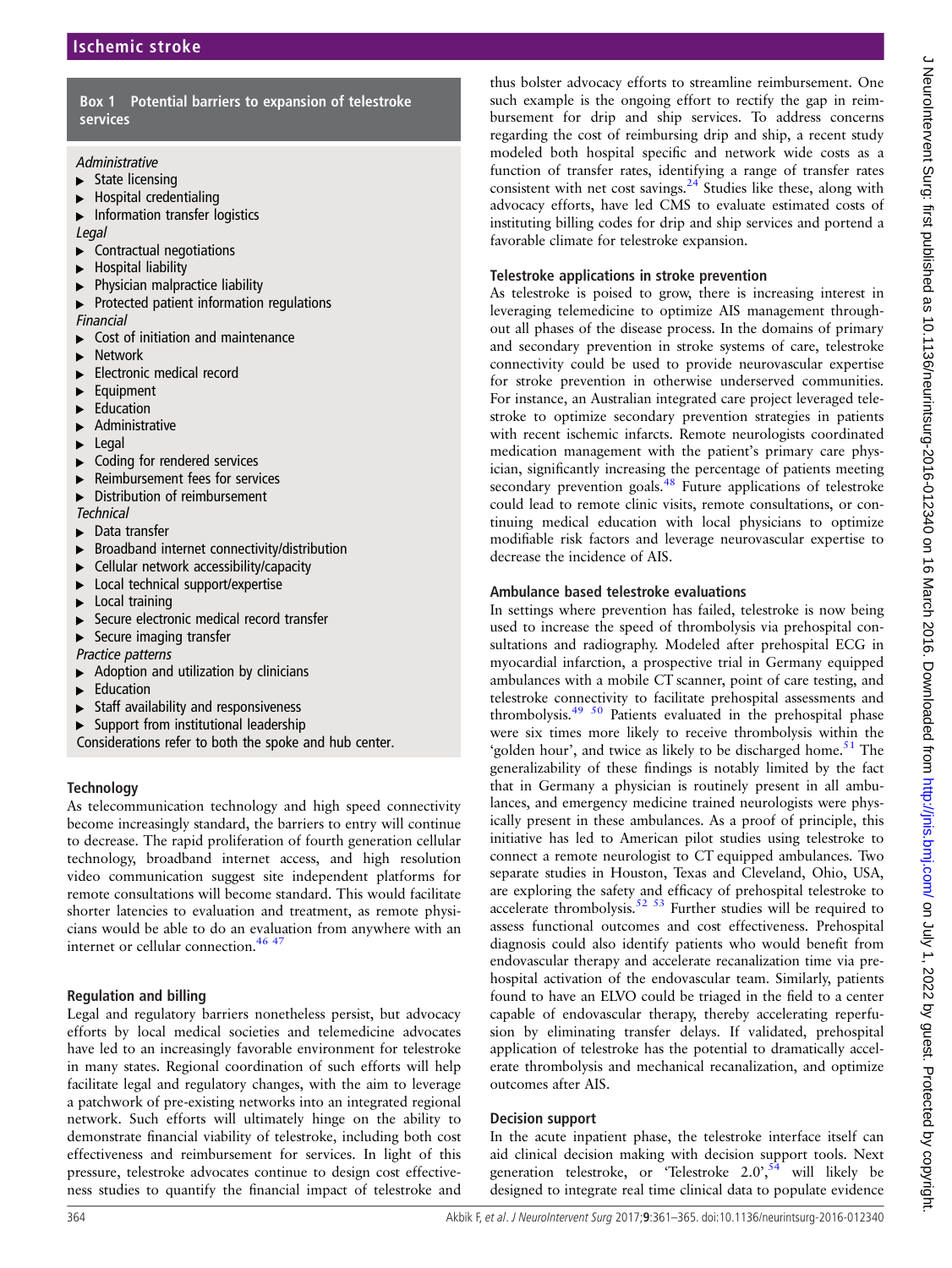**Box 1 Potential barriers to expansion of telestroke services**

*Administrative*
- State licensing
- Hospital credentialing
- Information transfer logistics

*Legal*
- Contractual negotiations
- Hospital liability
- Physician malpractice liability
- Protected patient information regulations

*Financial*
- Cost of initiation and maintenance
- Network
- Electronic medical record
- Equipment
- Education
- Administrative
- Legal
- Coding for rendered services
- Reimbursement fees for services
- Distribution of reimbursement

*Technical*
- Data transfer
- Broadband internet connectivity/distribution
- Cellular network accessibility/capacity
- Local technical support/expertise
- Local training
- Secure electronic medical record transfer
- Secure imaging transfer

*Practice patterns*
- Adoption and utilization by clinicians
- Education
- Staff availability and responsiveness
- Support from institutional leadership

Considerations refer to both the spoke and hub center.

### Technology

As telecommunication technology and high speed connectivity become increasingly standard, the barriers to entry will continue to decrease. The rapid proliferation of fourth generation cellular technology, broadband internet access, and high resolution video communication suggest site independent platforms for remote consultations will become standard. This would facilitate shorter latencies to evaluation and treatment, as remote physicians would be able to do an evaluation from anywhere with an internet or cellular connection.[46 47]

### Regulation and billing

Legal and regulatory barriers nonetheless persist, but advocacy efforts by local medical societies and telemedicine advocates have led to an increasingly favorable environment for telestroke in many states. Regional coordination of such efforts will help facilitate legal and regulatory changes, with the aim to leverage a patchwork of pre-existing networks into an integrated regional network. Such efforts will ultimately hinge on the ability to demonstrate financial viability of telestroke, including both cost effectiveness and reimbursement for services. In light of this pressure, telestroke advocates continue to design cost effectiveness studies to quantify the financial impact of telestroke and thus bolster advocacy efforts to streamline reimbursement. One such example is the ongoing effort to rectify the gap in reimbursement for drip and ship services. To address concerns regarding the cost of reimbursing drip and ship, a recent study modeled both hospital specific and network wide costs as a function of transfer rates, identifying a range of transfer rates consistent with net cost savings.[24] Studies like these, along with advocacy efforts, have led CMS to evaluate estimated costs of instituting billing codes for drip and ship services and portend a favorable climate for telestroke expansion.

### Telestroke applications in stroke prevention

As telestroke is poised to grow, there is increasing interest in leveraging telemedicine to optimize AIS management throughout all phases of the disease process. In the domains of primary and secondary prevention in stroke systems of care, telestroke connectivity could be used to provide neurovascular expertise for stroke prevention in otherwise underserved communities. For instance, an Australian integrated care project leveraged telestroke to optimize secondary prevention strategies in patients with recent ischemic infarcts. Remote neurologists coordinated medication management with the patient's primary care physician, significantly increasing the percentage of patients meeting secondary prevention goals.[48] Future applications of telestroke could lead to remote clinic visits, remote consultations, or continuing medical education with local physicians to optimize modifiable risk factors and leverage neurovascular expertise to decrease the incidence of AIS.

### Ambulance based telestroke evaluations

In settings where prevention has failed, telestroke is now being used to increase the speed of thrombolysis via prehospital consultations and radiography. Modeled after prehospital ECG in myocardial infarction, a prospective trial in Germany equipped ambulances with a mobile CT scanner, point of care testing, and telestroke connectivity to facilitate prehospital assessments and thrombolysis.[49 50] Patients evaluated in the prehospital phase were six times more likely to receive thrombolysis within the 'golden hour', and twice as likely to be discharged home.[51] The generalizability of these findings is notably limited by the fact that in Germany a physician is routinely present in all ambulances, and emergency medicine trained neurologists were physically present in these ambulances. As a proof of principle, this initiative has led to American pilot studies using telestroke to connect a remote neurologist to CT equipped ambulances. Two separate studies in Houston, Texas and Cleveland, Ohio, USA, are exploring the safety and efficacy of prehospital telestroke to accelerate thrombolysis.[52 53] Further studies will be required to assess functional outcomes and cost effectiveness. Prehospital diagnosis could also identify patients who would benefit from endovascular therapy and accelerate recanalization time via prehospital activation of the endovascular team. Similarly, patients found to have an ELVO could be triaged in the field to a center capable of endovascular therapy, thereby accelerating reperfusion by eliminating transfer delays. If validated, prehospital application of telestroke has the potential to dramatically accelerate thrombolysis and mechanical recanalization, and optimize outcomes after AIS.

### Decision support

In the acute inpatient phase, the telestroke interface itself can aid clinical decision making with decision support tools. Next generation telestroke, or 'Telestroke 2.0',[54] will likely be designed to integrate real time clinical data to populate evidence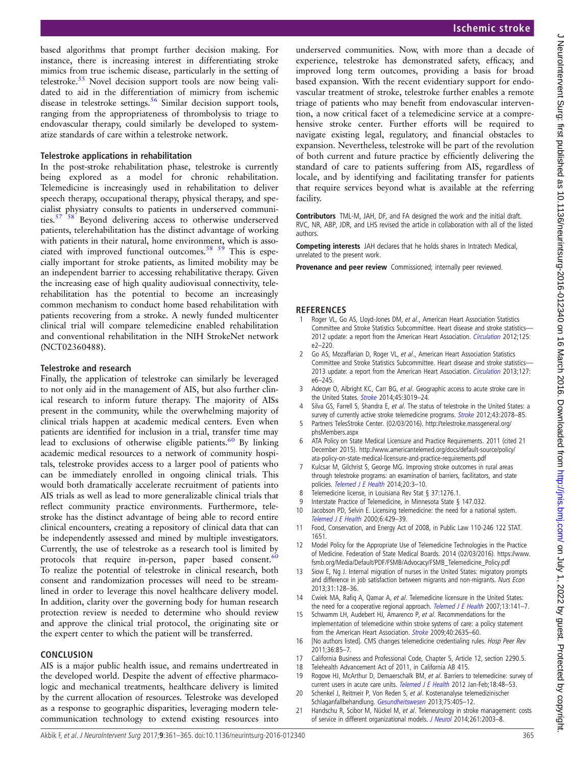based algorithms that prompt further decision making. For instance, there is increasing interest in differentiating stroke mimics from true ischemic disease, particularly in the setting of telestroke.[55] Novel decision support tools are now being validated to aid in the differentiation of mimicry from ischemic disease in telestroke settings.[56] Similar decision support tools, ranging from the appropriateness of thrombolysis to triage to endovascular therapy, could similarly be developed to systematize standards of care within a telestroke network.

### Telestroke applications in rehabilitation

In the post-stroke rehabilitation phase, telestroke is currently being explored as a model for chronic rehabilitation. Telemedicine is increasingly used in rehabilitation to deliver speech therapy, occupational therapy, physical therapy, and specialist physiatry consults to patients in underserved communities.[57,58] Beyond delivering access to otherwise underserved patients, telerehabilitation has the distinct advantage of working with patients in their natural, home environment, which is associated with improved functional outcomes.[58,59] This is especially important for stroke patients, as limited mobility may be an independent barrier to accessing rehabilitative therapy. Given the increasing ease of high quality audiovisual connectivity, telerehabilitation has the potential to become an increasingly common mechanism to conduct home based rehabilitation with patients recovering from a stroke. A newly funded multicenter clinical trial will compare telemedicine enabled rehabilitation and conventional rehabilitation in the NIH StrokeNet network (NCT02360488).

### Telestroke and research

Finally, the application of telestroke can similarly be leveraged to not only aid in the management of AIS, but also further clinical research to inform future therapy. The majority of AISs present in the community, while the overwhelming majority of clinical trials happen at academic medical centers. Even when patients are identified for inclusion in a trial, transfer time may lead to exclusions of otherwise eligible patients.[60] By linking academic medical resources to a network of community hospitals, telestroke provides access to a larger pool of patients who can be immediately enrolled in ongoing clinical trials. This would both dramatically accelerate recruitment of patients into AIS trials as well as lead to more generalizable clinical trials that reflect community practice environments. Furthermore, telestroke has the distinct advantage of being able to record entire clinical encounters, creating a repository of clinical data that can be independently assessed and mined by multiple investigators. Currently, the use of telestroke as a research tool is limited by protocols that require in-person, paper based consent.[60] To realize the potential of telestroke in clinical research, both consent and randomization processes will need to be streamlined in order to leverage this novel healthcare delivery model. In addition, clarity over the governing body for human research protection review is needed to determine who should review and approve the clinical trial protocol, the originating site or the expert center to which the patient will be transferred.

## CONCLUSION

AIS is a major public health issue, and remains undertreated in the developed world. Despite the advent of effective pharmacologic and mechanical treatments, healthcare delivery is limited by the current allocation of resources. Telestroke was developed as a response to geographic disparities, leveraging modern telecommunication technology to extend existing resources into underserved communities. Now, with more than a decade of experience, telestroke has demonstrated safety, efficacy, and improved long term outcomes, providing a basis for broad based expansion. With the recent evidentiary support for endovascular treatment of stroke, telestroke further enables a remote triage of patients who may benefit from endovascular intervention, a now critical facet of a telemedicine service at a comprehensive stroke center. Further efforts will be required to navigate existing legal, regulatory, and financial obstacles to expansion. Nevertheless, telestroke will be part of the revolution of both current and future practice by efficiently delivering the standard of care to patients suffering from AIS, regardless of locale, and by identifying and facilitating transfer for patients that require services beyond what is available at the referring facility.

**Contributors** TML-M, JAH, DF, and FA designed the work and the initial draft. RVC, NR, ABP, JDR, and LHS revised the article in collaboration with all of the listed authors.

**Competing interests** JAH declares that he holds shares in Intratech Medical, unrelated to the present work.

**Provenance and peer review** Commissioned; internally peer reviewed.

## REFERENCES

1. Roger VL, Go AS, Lloyd-Jones DM, *et al*., American Heart Association Statistics Committee and Stroke Statistics Subcommittee. Heart disease and stroke statistics—2012 update: a report from the American Heart Association. *Circulation* 2012;125:e2–220.
2. Go AS, Mozaffarian D, Roger VL, *et al*., American Heart Association Statistics Committee and Stroke Statistics Subcommittee. Heart disease and stroke statistics—2013 update: a report from the American Heart Association. *Circulation* 2013;127:e6–245.
3. Adeoye O, Albright KC, Carr BG, *et al*. Geographic access to acute stroke care in the United States. *Stroke* 2014;45:3019–24.
4. Silva GS, Farrell S, Shandra E, *et al*. The status of telestroke in the United States: a survey of currently active stroke telemedicine programs. *Stroke* 2012;43:2078–85.
5. Partners TelesStroke Center. (02/03/2016). http://telestroke.massgeneral.org/phsMembers.aspx
6. ATA Policy on State Medical Licensure and Practice Requirements. 2011 (cited 21 December 2015). http://www.americantelemed.org/docs/default-source/policy/ata-policy-on-state-medical-licensure-and-practice-requirements.pdf
7. Kulcsar M, Gilchrist S, George MG. Improving stroke outcomes in rural areas through telestroke programs: an examination of barriers, facilitators, and state policies. *Telemed J E Health* 2014;20:3–10.
8. Telemedicine license, in Louisiana Rev Stat § 37:1276.1.
9. Interstate Practice of Telemedicine, in Minnesota State § 147.032.
10. Jacobson PD, Selvin E. Licensing telemedicine: the need for a national system. *Telemed J E Health* 2000;6:429–39.
11. Food, Conservation, and Energy Act of 2008, in Public Law 110-246 122 STAT. 1651.
12. Model Policy for the Appropriate Use of Telemedicine Technologies in the Practice of Medicine. Federation of State Medical Boards. 2014 (02/03/2016). https://www.fsmb.org/Media/Default/PDF/FSMB/Advocacy/FSMB_Telemedicine_Policy.pdf
13. Siow E, Ng J. Internal migration of nurses in the United States: migratory prompts and difference in job satisfaction between migrants and non-migrants. *Nurs Econ* 2013;31:128–36.
14. Cwiek MA, Rafiq A, Qamar A, *et al*. Telemedicine licensure in the United States: the need for a cooperative regional approach. *Telemed J E Health* 2007;13:141–7.
15. Schwamm LH, Audebert HJ, Amarenco P, *et al*. Recommendations for the implementation of telemedicine within stroke systems of care: a policy statement from the American Heart Association. *Stroke* 2009;40:2635–60.
16. [No authors listed]. CMS changes telemedicine credentialing rules. *Hosp Peer Rev* 2011;36:85–7.
17. California Business and Professional Code, Chapter 5, Article 12, section 2290.5.
18. Telehealth Advancement Act of 2011, in California AB 415.
19. Rogove HJ, McArthur D, Demaerschalk BM, *et al*. Barriers to telemedicine: survey of current users in acute care units. *Telemed J E Health* 2012 Jan-Feb;18:48–53.
20. Schenkel J, Reitmeir P, Von Reden S, *et al*. Kostenanalyse telemedizinischer Schlaganfallbehandlung. *Gesundheitswesen* 2013;75:405–12.
21. Handschu R, Scibor M, Nückel M, *et al*. Teleneurology in stroke management: costs of service in different organizational models. *J Neurol* 2014;261:2003–8.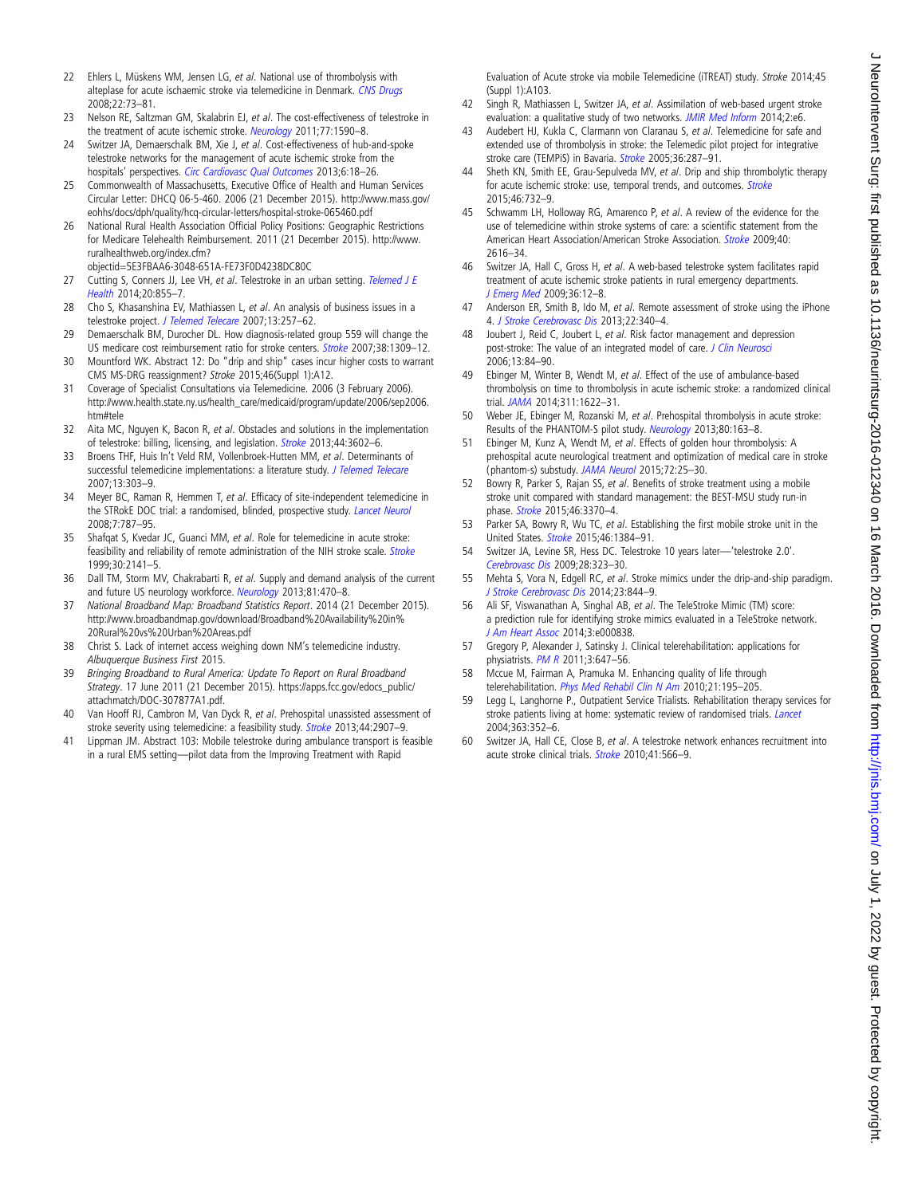22 Ehlers L, Müskens WM, Jensen LG, *et al*. National use of thrombolysis with alteplase for acute ischaemic stroke via telemedicine in Denmark. *CNS Drugs* 2008;22:73–81.

23 Nelson RE, Saltzman GM, Skalabrin EJ, *et al*. The cost-effectiveness of telestroke in the treatment of acute ischemic stroke. *Neurology* 2011;77:1590–8.

24 Switzer JA, Demaerschalk BM, Xie J, *et al*. Cost-effectiveness of hub-and-spoke telestroke networks for the management of acute ischemic stroke from the hospitals' perspectives. *Circ Cardiovasc Qual Outcomes* 2013;6:18–26.

25 Commonwealth of Massachusetts, Executive Office of Health and Human Services Circular Letter: DHCQ 06-5-460. 2006 (21 December 2015). http://www.mass.gov/eohhs/docs/dph/quality/hcq-circular-letters/hospital-stroke-065460.pdf

26 National Rural Health Association Official Policy Positions: Geographic Restrictions for Medicare Telehealth Reimbursement. 2011 (21 December 2015). http://www.ruralhealthweb.org/index.cfm?objectid=5E3FBAA6-3048-651A-FE73F0D4238DC80C

27 Cutting S, Conners JJ, Lee VH, *et al*. Telestroke in an urban setting. *Telemed J E Health* 2014;20:855–7.

28 Cho S, Khasanshina EV, Mathiassen L, *et al*. An analysis of business issues in a telestroke project. *J Telemed Telecare* 2007;13:257–62.

29 Demaerschalk BM, Durocher DL. How diagnosis-related group 559 will change the US medicare cost reimbursement ratio for stroke centers. *Stroke* 2007;38:1309–12.

30 Mountford WK. Abstract 12: Do "drip and ship" cases incur higher costs to warrant CMS MS-DRG reassignment? *Stroke* 2015;46(Suppl 1):A12.

31 Coverage of Specialist Consultations via Telemedicine. 2006 (3 February 2006). http://www.health.state.ny.us/health_care/medicaid/program/update/2006/sep2006.htm#tele

32 Aita MC, Nguyen K, Bacon R, *et al*. Obstacles and solutions in the implementation of telestroke: billing, licensing, and legislation. *Stroke* 2013;44:3602–6.

33 Broens THF, Huis In't Veld RM, Vollenbroek-Hutten MM, *et al*. Determinants of successful telemedicine implementations: a literature study. *J Telemed Telecare* 2007;13:303–9.

34 Meyer BC, Raman R, Hemmen T, *et al*. Efficacy of site-independent telemedicine in the STRokE DOC trial: a randomised, blinded, prospective study. *Lancet Neurol* 2008;7:787–95.

35 Shafqat S, Kvedar JC, Guanci MM, *et al*. Role for telemedicine in acute stroke: feasibility and reliability of remote administration of the NIH stroke scale. *Stroke* 1999;30:2141–5.

36 Dall TM, Storm MV, Chakrabarti R, *et al*. Supply and demand analysis of the current and future US neurology workforce. *Neurology* 2013;81:470–8.

37 *National Broadband Map: Broadband Statistics Report*. 2014 (21 December 2015). http://www.broadbandmap.gov/download/Broadband%20Availability%20in%20Rural%20vs%20Urban%20Areas.pdf

38 Christ S. Lack of internet access weighing down NM's telemedicine industry. *Albuquerque Business First* 2015.

39 *Bringing Broadband to Rural America: Update To Report on Rural Broadband Strategy*. 17 June 2011 (21 December 2015). https://apps.fcc.gov/edocs_public/attachmatch/DOC-307877A1.pdf.

40 Van Hooff RJ, Cambron M, Van Dyck R, *et al*. Prehospital unassisted assessment of stroke severity using telemedicine: a feasibility study. *Stroke* 2013;44:2907–9.

41 Lippman JM. Abstract 103: Mobile telestroke during ambulance transport is feasible in a rural EMS setting—pilot data from the Improving Treatment with Rapid Evaluation of Acute stroke via mobile Telemedicine (iTREAT) study. *Stroke* 2014;45 (Suppl 1):A103.

42 Singh R, Mathiassen L, Switzer JA, *et al*. Assimilation of web-based urgent stroke evaluation: a qualitative study of two networks. *JMIR Med Inform* 2014;2:e6.

43 Audebert HJ, Kukla C, Clarmann von Claranau S, *et al*. Telemedicine for safe and extended use of thrombolysis in stroke: the Telemedic pilot project for integrative stroke care (TEMPiS) in Bavaria. *Stroke* 2005;36:287–91.

44 Sheth KN, Smith EE, Grau-Sepulveda MV, *et al*. Drip and ship thrombolytic therapy for acute ischemic stroke: use, temporal trends, and outcomes. *Stroke* 2015;46:732–9.

45 Schwamm LH, Holloway RG, Amarenco P, *et al*. A review of the evidence for the use of telemedicine within stroke systems of care: a scientific statement from the American Heart Association/American Stroke Association. *Stroke* 2009;40:2616–34.

46 Switzer JA, Hall C, Gross H, *et al*. A web-based telestroke system facilitates rapid treatment of acute ischemic stroke patients in rural emergency departments. *J Emerg Med* 2009;36:12–8.

47 Anderson ER, Smith B, Ido M, *et al*. Remote assessment of stroke using the iPhone 4. *J Stroke Cerebrovasc Dis* 2013;22:340–4.

48 Joubert J, Reid C, Joubert L, *et al*. Risk factor management and depression post-stroke: The value of an integrated model of care. *J Clin Neurosci* 2006;13:84–90.

49 Ebinger M, Winter B, Wendt M, *et al*. Effect of the use of ambulance-based thrombolysis on time to thrombolysis in acute ischemic stroke: a randomized clinical trial. *JAMA* 2014;311:1622–31.

50 Weber JE, Ebinger M, Rozanski M, *et al*. Prehospital thrombolysis in acute stroke: Results of the PHANTOM-S pilot study. *Neurology* 2013;80:163–8.

51 Ebinger M, Kunz A, Wendt M, *et al*. Effects of golden hour thrombolysis: A prehospital acute neurological treatment and optimization of medical care in stroke (phantom-s) substudy. *JAMA Neurol* 2015;72:25–30.

52 Bowry R, Parker S, Rajan SS, *et al*. Benefits of stroke treatment using a mobile stroke unit compared with standard management: the BEST-MSU study run-in phase. *Stroke* 2015;46:3370–4.

53 Parker SA, Bowry R, Wu TC, *et al*. Establishing the first mobile stroke unit in the United States. *Stroke* 2015;46:1384–91.

54 Switzer JA, Levine SR, Hess DC. Telestroke 10 years later—'telestroke 2.0'. *Cerebrovasc Dis* 2009;28:323–30.

55 Mehta S, Vora N, Edgell RC, *et al*. Stroke mimics under the drip-and-ship paradigm. *J Stroke Cerebrovasc Dis* 2014;23:844–9.

56 Ali SF, Viswanathan A, Singhal AB, *et al*. The TeleStroke Mimic (TM) score: a prediction rule for identifying stroke mimics evaluated in a TeleStroke network. *J Am Heart Assoc* 2014;3:e000838.

57 Gregory P, Alexander J, Satinsky J. Clinical telerehabilitation: applications for physiatrists. *PM R* 2011;3:647–56.

58 Mccue M, Fairman A, Pramuka M. Enhancing quality of life through telerehabilitation. *Phys Med Rehabil Clin N Am* 2010;21:195–205.

59 Legg L, Langhorne P, Outpatient Service Trialists. Rehabilitation therapy services for stroke patients living at home: systematic review of randomised trials. *Lancet* 2004;363:352–6.

60 Switzer JA, Hall CE, Close B, *et al*. A telestroke network enhances recruitment into acute stroke clinical trials. *Stroke* 2010;41:566–9.